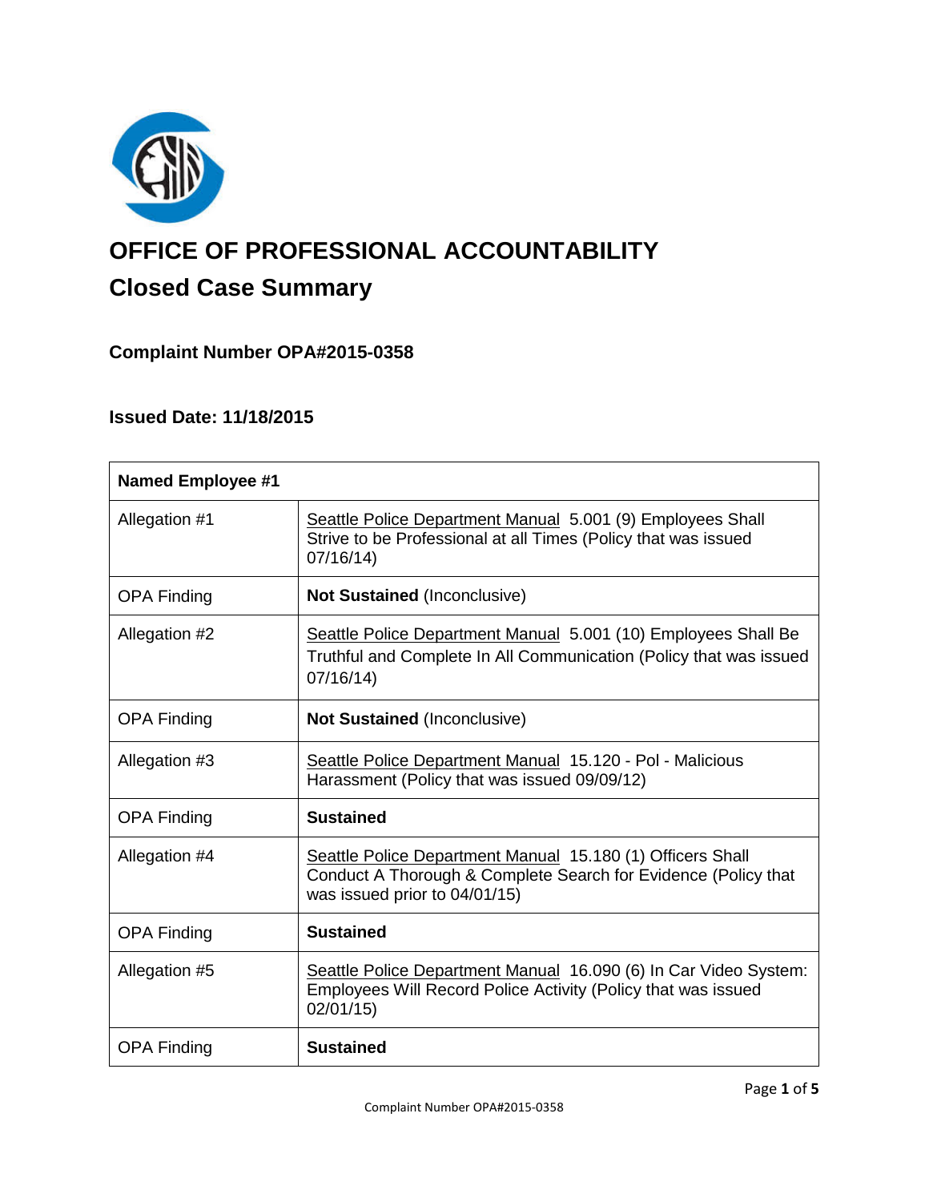# OFFICE OF PROFESSIONAL ACCOUNTABILITY

## Closed Case Summary

### Complaint Number OPA#2015-0358

### Issued Date: 11/18/2015

| Named Employee #1 | |
|---|---|
| Allegation #1 | Seattle Police Department Manual 5.001 (9) Employees Shall Strive to be Professional at all Times (Policy that was issued 07/16/14) |
| OPA Finding | **Not Sustained** (Inconclusive) |
| Allegation #2 | Seattle Police Department Manual 5.001 (10) Employees Shall Be Truthful and Complete In All Communication (Policy that was issued 07/16/14) |
| OPA Finding | **Not Sustained** (Inconclusive) |
| Allegation #3 | Seattle Police Department Manual 15.120 - Pol - Malicious Harassment (Policy that was issued 09/09/12) |
| OPA Finding | **Sustained** |
| Allegation #4 | Seattle Police Department Manual 15.180 (1) Officers Shall Conduct A Thorough & Complete Search for Evidence (Policy that was issued prior to 04/01/15) |
| OPA Finding | **Sustained** |
| Allegation #5 | Seattle Police Department Manual 16.090 (6) In Car Video System: Employees Will Record Police Activity (Policy that was issued 02/01/15) |
| OPA Finding | **Sustained** |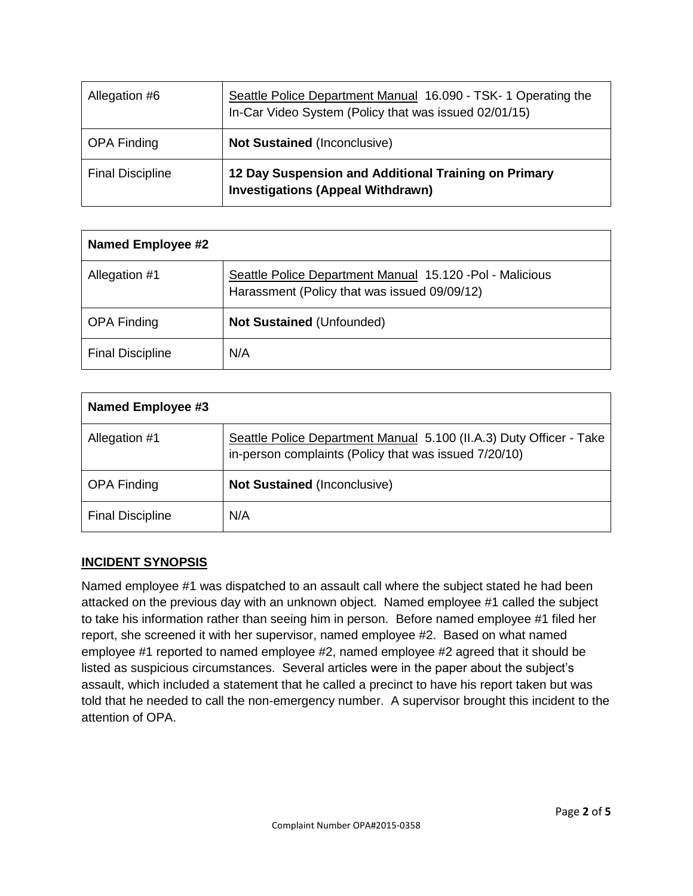| Allegation #6 | Seattle Police Department Manual 16.090 - TSK- 1 Operating the In-Car Video System (Policy that was issued 02/01/15) |
|---|---|
| OPA Finding | **Not Sustained** (Inconclusive) |
| Final Discipline | **12 Day Suspension and Additional Training on Primary Investigations (Appeal Withdrawn)** |

| **Named Employee #2** | |
|---|---|
| Allegation #1 | Seattle Police Department Manual 15.120 -Pol - Malicious Harassment (Policy that was issued 09/09/12) |
| OPA Finding | **Not Sustained** (Unfounded) |
| Final Discipline | N/A |

| **Named Employee #3** | |
|---|---|
| Allegation #1 | Seattle Police Department Manual 5.100 (II.A.3) Duty Officer - Take in-person complaints (Policy that was issued 7/20/10) |
| OPA Finding | **Not Sustained** (Inconclusive) |
| Final Discipline | N/A |

## INCIDENT SYNOPSIS

Named employee #1 was dispatched to an assault call where the subject stated he had been attacked on the previous day with an unknown object. Named employee #1 called the subject to take his information rather than seeing him in person. Before named employee #1 filed her report, she screened it with her supervisor, named employee #2. Based on what named employee #1 reported to named employee #2, named employee #2 agreed that it should be listed as suspicious circumstances. Several articles were in the paper about the subject's assault, which included a statement that he called a precinct to have his report taken but was told that he needed to call the non-emergency number. A supervisor brought this incident to the attention of OPA.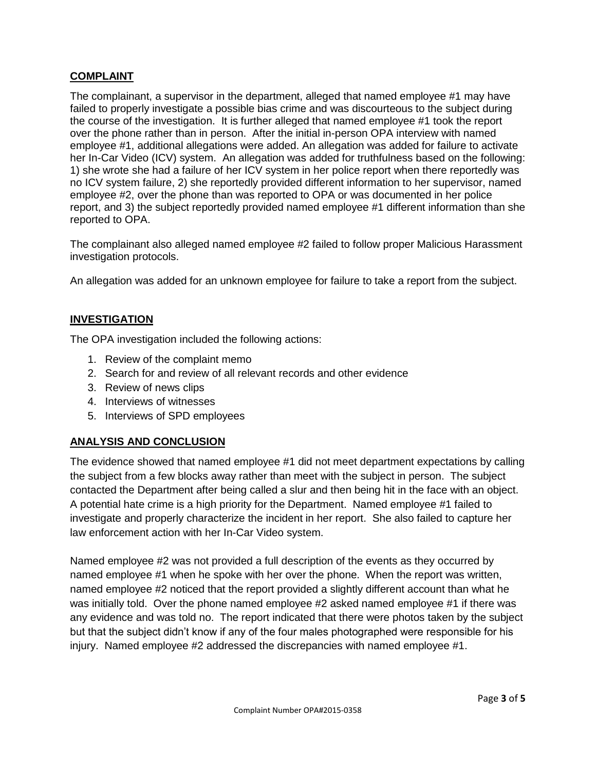## COMPLAINT

The complainant, a supervisor in the department, alleged that named employee #1 may have failed to properly investigate a possible bias crime and was discourteous to the subject during the course of the investigation. It is further alleged that named employee #1 took the report over the phone rather than in person. After the initial in-person OPA interview with named employee #1, additional allegations were added. An allegation was added for failure to activate her In-Car Video (ICV) system. An allegation was added for truthfulness based on the following: 1) she wrote she had a failure of her ICV system in her police report when there reportedly was no ICV system failure, 2) she reportedly provided different information to her supervisor, named employee #2, over the phone than was reported to OPA or was documented in her police report, and 3) the subject reportedly provided named employee #1 different information than she reported to OPA.

The complainant also alleged named employee #2 failed to follow proper Malicious Harassment investigation protocols.

An allegation was added for an unknown employee for failure to take a report from the subject.

## INVESTIGATION

The OPA investigation included the following actions:

1. Review of the complaint memo
2. Search for and review of all relevant records and other evidence
3. Review of news clips
4. Interviews of witnesses
5. Interviews of SPD employees

## ANALYSIS AND CONCLUSION

The evidence showed that named employee #1 did not meet department expectations by calling the subject from a few blocks away rather than meet with the subject in person. The subject contacted the Department after being called a slur and then being hit in the face with an object. A potential hate crime is a high priority for the Department. Named employee #1 failed to investigate and properly characterize the incident in her report. She also failed to capture her law enforcement action with her In-Car Video system.

Named employee #2 was not provided a full description of the events as they occurred by named employee #1 when he spoke with her over the phone. When the report was written, named employee #2 noticed that the report provided a slightly different account than what he was initially told. Over the phone named employee #2 asked named employee #1 if there was any evidence and was told no. The report indicated that there were photos taken by the subject but that the subject didn't know if any of the four males photographed were responsible for his injury. Named employee #2 addressed the discrepancies with named employee #1.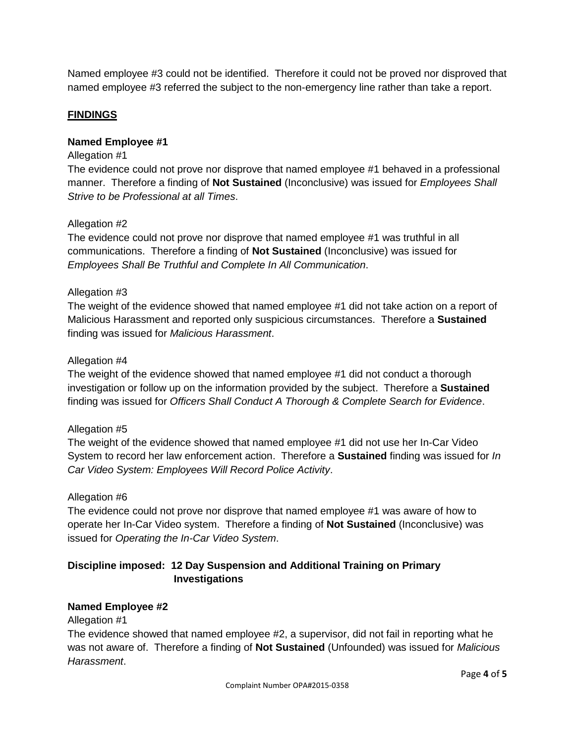Named employee #3 could not be identified. Therefore it could not be proved nor disproved that named employee #3 referred the subject to the non-emergency line rather than take a report.

## FINDINGS

**Named Employee #1**

Allegation #1

The evidence could not prove nor disprove that named employee #1 behaved in a professional manner. Therefore a finding of **Not Sustained** (Inconclusive) was issued for *Employees Shall Strive to be Professional at all Times*.

Allegation #2

The evidence could not prove nor disprove that named employee #1 was truthful in all communications. Therefore a finding of **Not Sustained** (Inconclusive) was issued for *Employees Shall Be Truthful and Complete In All Communication*.

Allegation #3

The weight of the evidence showed that named employee #1 did not take action on a report of Malicious Harassment and reported only suspicious circumstances. Therefore a **Sustained** finding was issued for *Malicious Harassment*.

Allegation #4

The weight of the evidence showed that named employee #1 did not conduct a thorough investigation or follow up on the information provided by the subject. Therefore a **Sustained** finding was issued for *Officers Shall Conduct A Thorough & Complete Search for Evidence*.

Allegation #5

The weight of the evidence showed that named employee #1 did not use her In-Car Video System to record her law enforcement action. Therefore a **Sustained** finding was issued for *In Car Video System: Employees Will Record Police Activity*.

Allegation #6

The evidence could not prove nor disprove that named employee #1 was aware of how to operate her In-Car Video system. Therefore a finding of **Not Sustained** (Inconclusive) was issued for *Operating the In-Car Video System*.

**Discipline imposed: 12 Day Suspension and Additional Training on Primary Investigations**

**Named Employee #2**

Allegation #1

The evidence showed that named employee #2, a supervisor, did not fail in reporting what he was not aware of. Therefore a finding of **Not Sustained** (Unfounded) was issued for *Malicious Harassment*.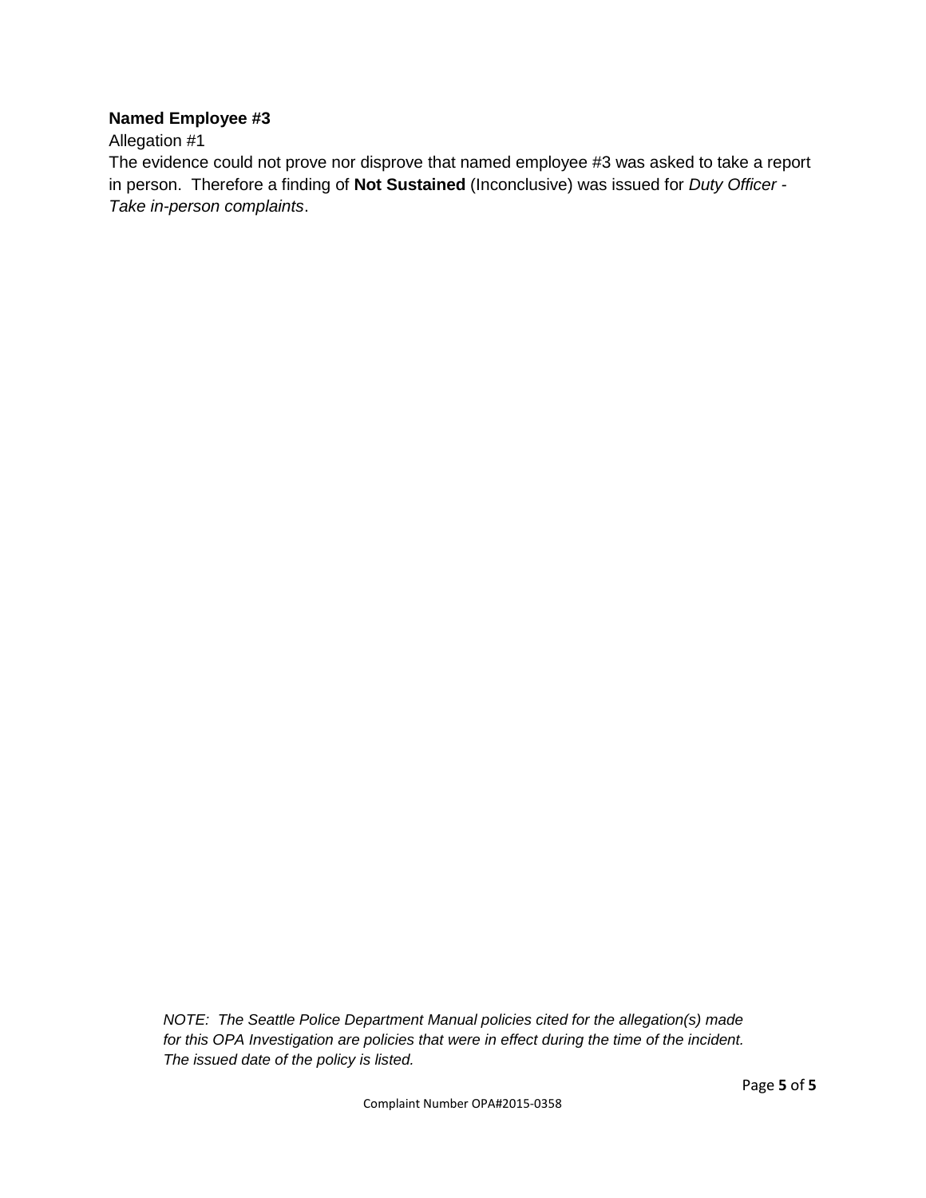**Named Employee #3**

Allegation #1

The evidence could not prove nor disprove that named employee #3 was asked to take a report in person. Therefore a finding of **Not Sustained** (Inconclusive) was issued for *Duty Officer - Take in-person complaints*.

*NOTE: The Seattle Police Department Manual policies cited for the allegation(s) made for this OPA Investigation are policies that were in effect during the time of the incident. The issued date of the policy is listed.*

Complaint Number OPA#2015-0358